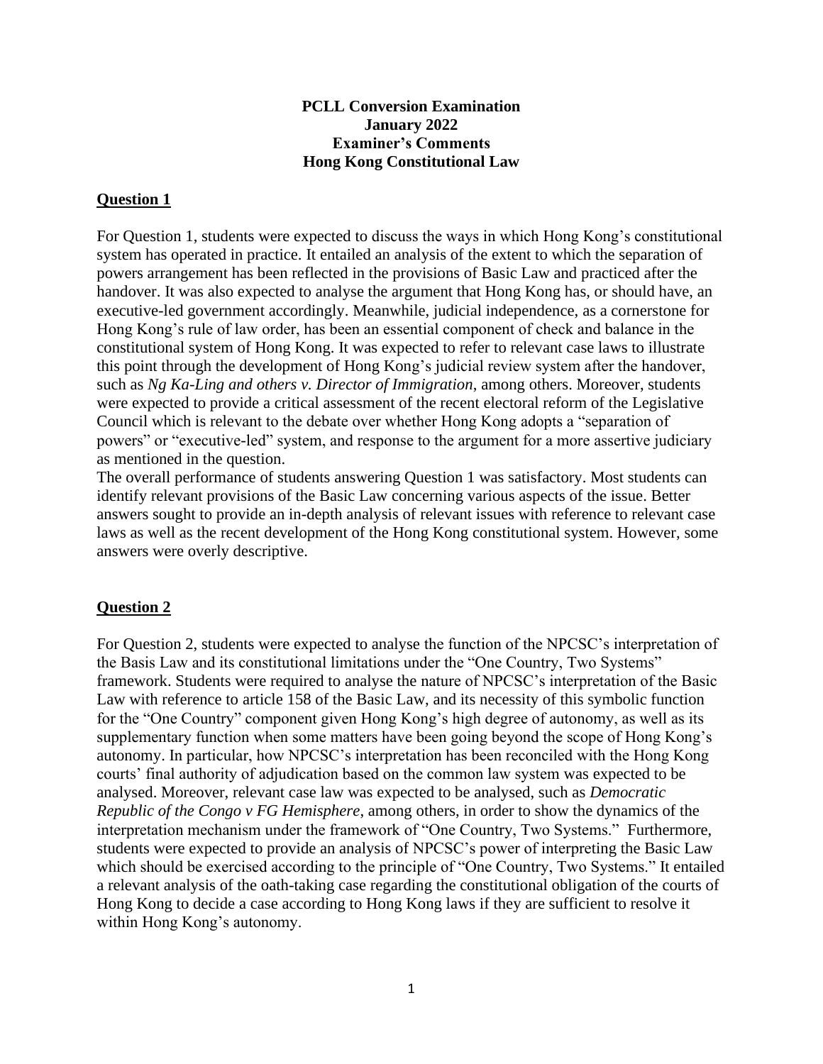**PCLL Conversion Examination**
**January 2022**
**Examiner's Comments**
**Hong Kong Constitutional Law**

## Question 1

For Question 1, students were expected to discuss the ways in which Hong Kong's constitutional system has operated in practice. It entailed an analysis of the extent to which the separation of powers arrangement has been reflected in the provisions of Basic Law and practiced after the handover. It was also expected to analyse the argument that Hong Kong has, or should have, an executive-led government accordingly. Meanwhile, judicial independence, as a cornerstone for Hong Kong's rule of law order, has been an essential component of check and balance in the constitutional system of Hong Kong. It was expected to refer to relevant case laws to illustrate this point through the development of Hong Kong's judicial review system after the handover, such as *Ng Ka-Ling and others v. Director of Immigration*, among others. Moreover, students were expected to provide a critical assessment of the recent electoral reform of the Legislative Council which is relevant to the debate over whether Hong Kong adopts a "separation of powers" or "executive-led" system, and response to the argument for a more assertive judiciary as mentioned in the question.
The overall performance of students answering Question 1 was satisfactory. Most students can identify relevant provisions of the Basic Law concerning various aspects of the issue. Better answers sought to provide an in-depth analysis of relevant issues with reference to relevant case laws as well as the recent development of the Hong Kong constitutional system. However, some answers were overly descriptive.

## Question 2

For Question 2, students were expected to analyse the function of the NPCSC's interpretation of the Basis Law and its constitutional limitations under the "One Country, Two Systems" framework. Students were required to analyse the nature of NPCSC's interpretation of the Basic Law with reference to article 158 of the Basic Law, and its necessity of this symbolic function for the "One Country" component given Hong Kong's high degree of autonomy, as well as its supplementary function when some matters have been going beyond the scope of Hong Kong's autonomy. In particular, how NPCSC's interpretation has been reconciled with the Hong Kong courts' final authority of adjudication based on the common law system was expected to be analysed. Moreover, relevant case law was expected to be analysed, such as *Democratic Republic of the Congo v FG Hemisphere*, among others, in order to show the dynamics of the interpretation mechanism under the framework of "One Country, Two Systems." Furthermore, students were expected to provide an analysis of NPCSC's power of interpreting the Basic Law which should be exercised according to the principle of "One Country, Two Systems." It entailed a relevant analysis of the oath-taking case regarding the constitutional obligation of the courts of Hong Kong to decide a case according to Hong Kong laws if they are sufficient to resolve it within Hong Kong's autonomy.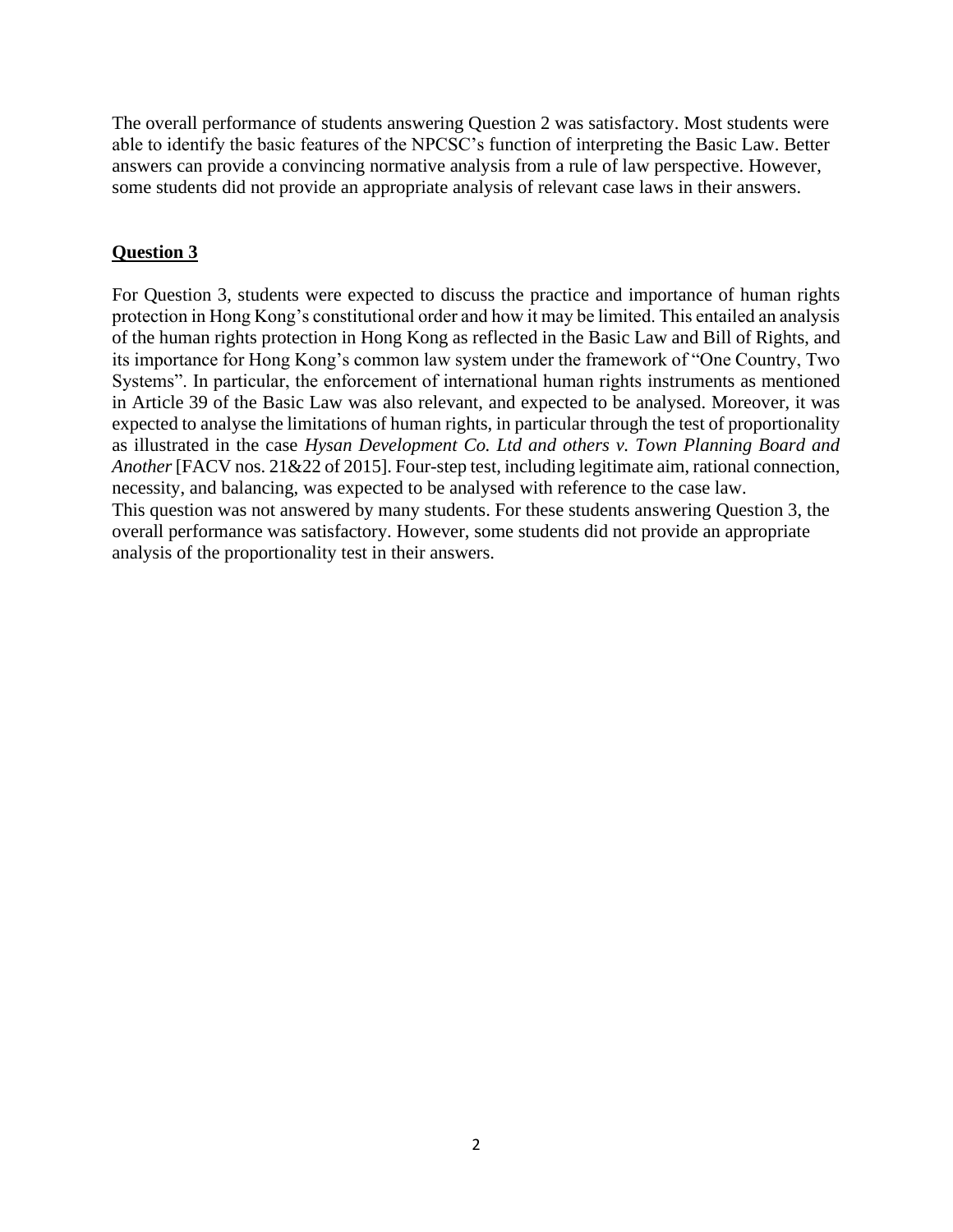The overall performance of students answering Question 2 was satisfactory. Most students were able to identify the basic features of the NPCSC's function of interpreting the Basic Law. Better answers can provide a convincing normative analysis from a rule of law perspective. However, some students did not provide an appropriate analysis of relevant case laws in their answers.

## **Question 3**

For Question 3, students were expected to discuss the practice and importance of human rights protection in Hong Kong's constitutional order and how it may be limited. This entailed an analysis of the human rights protection in Hong Kong as reflected in the Basic Law and Bill of Rights, and its importance for Hong Kong's common law system under the framework of "One Country, Two Systems". In particular, the enforcement of international human rights instruments as mentioned in Article 39 of the Basic Law was also relevant, and expected to be analysed. Moreover, it was expected to analyse the limitations of human rights, in particular through the test of proportionality as illustrated in the case *Hysan Development Co. Ltd and others v. Town Planning Board and Another* [FACV nos. 21&22 of 2015]. Four-step test, including legitimate aim, rational connection, necessity, and balancing, was expected to be analysed with reference to the case law.
This question was not answered by many students. For these students answering Question 3, the overall performance was satisfactory. However, some students did not provide an appropriate analysis of the proportionality test in their answers.